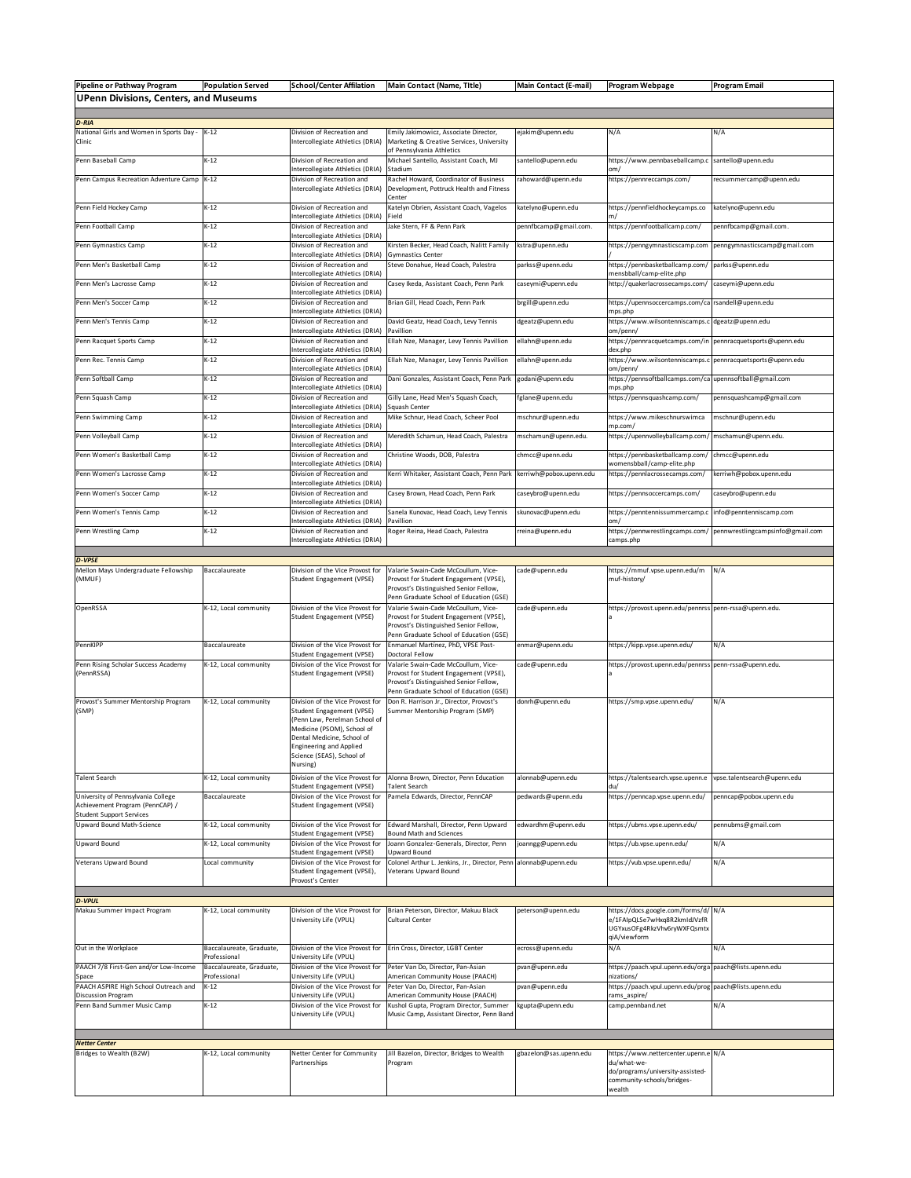| Pipeline or Pathway Program | Population Served | School/Center Affilation | Main Contact (Name, TItle) | Main Contact (E-mail) | Program Webpage | Program Email |
|---|---|---|---|---|---|---|
| **UPenn Divisions, Centers, and Museums** | | | | | | |
| ***D-RIA*** | | | | | | |
| National Girls and Women in Sports Day - Clinic | K-12 | Division of Recreation and Intercollegiate Athletics (DRIA) | Emily Jakimowicz, Associate Director, Marketing & Creative Services, University of Pennsylvania Athletics | ejakim@upenn.edu | N/A | N/A |
| Penn Baseball Camp | K-12 | Division of Recreation and Intercollegiate Athletics (DRIA) | Michael Santello, Assistant Coach, MJ Stadium | santello@upenn.edu | https://www.pennbaseballcamp.com/ | santello@upenn.edu |
| Penn Campus Recreation Adventure Camp | K-12 | Division of Recreation and Intercollegiate Athletics (DRIA) | Rachel Howard, Coordinator of Business Development, Pottruck Health and Fitness Center | rahoward@upenn.edu | https://pennreccamps.com/ | recsummercamp@upenn.edu |
| Penn Field Hockey Camp | K-12 | Division of Recreation and Intercollegiate Athletics (DRIA) | Katelyn Obrien, Assistant Coach, Vagelos Field | katelyno@upenn.edu | https://pennfieldhockeycamps.com/ | katelyno@upenn.edu |
| Penn Football Camp | K-12 | Division of Recreation and Intercollegiate Athletics (DRIA) | Jake Stern, FF & Penn Park | pennfbcamp@gmail.com. | https://pennfootballcamp.com/ | pennfbcamp@gmail.com. |
| Penn Gymnastics Camp | K-12 | Division of Recreation and Intercollegiate Athletics (DRIA) | Kirsten Becker, Head Coach, Nalitt Family Gymnastics Center | kstra@upenn.edu | https://penngymnasticscamp.com/ | penngymnasticscamp@gmail.com |
| Penn Men's Basketball Camp | K-12 | Division of Recreation and Intercollegiate Athletics (DRIA) | Steve Donahue, Head Coach, Palestra | parkss@upenn.edu | https://pennbasketballcamp.com/mensbball/camp-elite.php | parkss@upenn.edu |
| Penn Men's Lacrosse Camp | K-12 | Division of Recreation and Intercollegiate Athletics (DRIA) | Casey Ikeda, Assistant Coach, Penn Park | caseymi@upenn.edu | http://quakerlacrossecamps.com/ | caseymi@upenn.edu |
| Penn Men's Soccer Camp | K-12 | Division of Recreation and Intercollegiate Athletics (DRIA) | Brian Gill, Head Coach, Penn Park | brgill@upenn.edu | https://upennsoccercamps.com/camps.php | rsandell@upenn.edu |
| Penn Men's Tennis Camp | K-12 | Division of Recreation and Intercollegiate Athletics (DRIA) | David Geatz, Head Coach, Levy Tennis Pavillion | dgeatz@upenn.edu | https://www.wilsontenniscamps.com/penn/ | dgeatz@upenn.edu |
| Penn Racquet Sports Camp | K-12 | Division of Recreation and Intercollegiate Athletics (DRIA) | Ellah Nze, Manager, Levy Tennis Pavillion | ellahn@upenn.edu | https://pennracquetcamps.com/index.php | pennracquetsports@upenn.edu |
| Penn Rec. Tennis Camp | K-12 | Division of Recreation and Intercollegiate Athletics (DRIA) | Ellah Nze, Manager, Levy Tennis Pavillion | ellahn@upenn.edu | https://www.wilsontenniscamps.com/penn/ | pennracquetsports@upenn.edu |
| Penn Softball Camp | K-12 | Division of Recreation and Intercollegiate Athletics (DRIA) | Dani Gonzales, Assistant Coach, Penn Park | godani@upenn.edu | https://pennsoftballcamps.com/camps.php | upennsoftball@gmail.com |
| Penn Squash Camp | K-12 | Division of Recreation and Intercollegiate Athletics (DRIA) | Gilly Lane, Head Men's Squash Coach, Squash Center | fglane@upenn.edu | https://pennsquashcamp.com/ | pennsquashcamp@gmail.com |
| Penn Swimming Camp | K-12 | Division of Recreation and Intercollegiate Athletics (DRIA) | Mike Schnur, Head Coach, Scheer Pool | mschnur@upenn.edu | https://www.mikeschnurswimcamp.com/ | mschnur@upenn.edu |
| Penn Volleyball Camp | K-12 | Division of Recreation and Intercollegiate Athletics (DRIA) | Meredith Schamun, Head Coach, Palestra | mschamun@upenn.edu. | https://upennvolleyballcamp.com/ | mschamun@upenn.edu. |
| Penn Women's Basketball Camp | K-12 | Division of Recreation and Intercollegiate Athletics (DRIA) | Christine Woods, DOB, Palestra | chmcc@upenn.edu | https://pennbasketballcamp.com/womensbball/camp-elite.php | chmcc@upenn.edu |
| Penn Women's Lacrosse Camp | K-12 | Division of Recreation and Intercollegiate Athletics (DRIA) | Kerri Whitaker, Assistant Coach, Penn Park | kerriwh@pobox.upenn.edu | https://pennlacrossecamps.com/ | kerriwh@pobox.upenn.edu |
| Penn Women's Soccer Camp | K-12 | Division of Recreation and Intercollegiate Athletics (DRIA) | Casey Brown, Head Coach, Penn Park | caseybro@upenn.edu | https://pennsoccercamps.com/ | caseybro@upenn.edu |
| Penn Women's Tennis Camp | K-12 | Division of Recreation and Intercollegiate Athletics (DRIA) | Sanela Kunovac, Head Coach, Levy Tennis Pavillion | skunovac@upenn.edu | https://penntennissummercamp.com/ | info@penntenniscamp.com |
| Penn Wrestling Camp | K-12 | Division of Recreation and Intercollegiate Athletics (DRIA) | Roger Reina, Head Coach, Palestra | rreina@upenn.edu | https://pennwrestlingcamps.com/camps.php | pennwrestlingcampsinfo@gmail.com |
| ***D-VPSE*** | | | | | | |
| Mellon Mays Undergraduate Fellowship (MMUF) | Baccalaureate | Division of the Vice Provost for Student Engagement (VPSE) | Valarie Swain-Cade McCoullum, Vice-Provost for Student Engagement (VPSE), Provost's Distinguished Senior Fellow, Penn Graduate School of Education (GSE) | cade@upenn.edu | https://mmuf.vpse.upenn.edu/mmuf-history/ | N/A |
| OpenRSSA | K-12, Local community | Division of the Vice Provost for Student Engagement (VPSE) | Valarie Swain-Cade McCoullum, Vice-Provost for Student Engagement (VPSE), Provost's Distinguished Senior Fellow, Penn Graduate School of Education (GSE) | cade@upenn.edu | https://provost.upenn.edu/pennrssa | penn-rssa@upenn.edu. |
| PennKIPP | Baccalaureate | Division of the Vice Provost for Student Engagement (VPSE) | Enmanuel Martinez, PhD, VPSE Post-Doctoral Fellow | enmar@upenn.edu | https://kipp.vpse.upenn.edu/ | N/A |
| Penn Rising Scholar Success Academy (PennRSSA) | K-12, Local community | Division of the Vice Provost for Student Engagement (VPSE) | Valarie Swain-Cade McCoullum, Vice-Provost for Student Engagement (VPSE), Provost's Distinguished Senior Fellow, Penn Graduate School of Education (GSE) | cade@upenn.edu | https://provost.upenn.edu/pennrssa | penn-rssa@upenn.edu. |
| Provost's Summer Mentorship Program (SMP) | K-12, Local community | Division of the Vice Provost for Student Engagement (VPSE) (Penn Law, Perelman School of Medicine (PSOM), School of Dental Medicine, School of Engineering and Applied Science (SEAS), School of Nursing) | Don R. Harrison Jr., Director, Provost's Summer Mentorship Program (SMP) | donrh@upenn.edu | https://smp.vpse.upenn.edu/ | N/A |
| Talent Search | K-12, Local community | Division of the Vice Provost for Student Engagement (VPSE) | Alonna Brown, Director, Penn Education Talent Search | alonnab@upenn.edu | https://talentsearch.vpse.upenn.edu/ | vpse.talentsearch@upenn.edu |
| University of Pennsylvania College Achievement Program (PennCAP) / Student Support Services | Baccalaureate | Division of the Vice Provost for Student Engagement (VPSE) | Pamela Edwards, Director, PennCAP | pedwards@upenn.edu | https://penncap.vpse.upenn.edu/ | penncap@pobox.upenn.edu |
| Upward Bound Math-Science | K-12, Local community | Division of the Vice Provost for Student Engagement (VPSE) | Edward Marshall, Director, Penn Upward Bound Math and Sciences | edwardhm@upenn.edu | https://ubms.vpse.upenn.edu/ | pennubms@gmail.com |
| Upward Bound | K-12, Local community | Division of the Vice Provost for Student Engagement (VPSE) | Joann Gonzalez-Generals, Director, Penn Upward Bound | joanngg@upenn.edu | https://ub.vpse.upenn.edu/ | N/A |
| Veterans Upward Bound | Local community | Division of the Vice Provost for Student Engagement (VPSE), Provost's Center | Colonel Arthur L. Jenkins, Jr., Director, Penn Veterans Upward Bound | alonnab@upenn.edu | https://vub.vpse.upenn.edu/ | N/A |
| ***D-VPUL*** | | | | | | |
| Makuu Summer Impact Program | K-12, Local community | Division of the Vice Provost for University Life (VPUL) | Brian Peterson, Director, Makuu Black Cultural Center | peterson@upenn.edu | https://docs.google.com/forms/d/e/1FAIpQLSe7wHxq8R2kmIdJVzfRUGYxusOFg4RkzVhv6ryWXFQsmtxqiA/viewform | N/A |
| Out in the Workplace | Baccalaureate, Graduate, Professional | Division of the Vice Provost for University Life (VPUL) | Erin Cross, Director, LGBT Center | ecross@upenn.edu | N/A | N/A |
| PAACH 7/8 First-Gen and/or Low-Income Space | Baccalaureate, Graduate, Professional | Division of the Vice Provost for University Life (VPUL) | Peter Van Do, Director, Pan-Asian American Community House (PAACH) | pvan@upenn.edu | https://paach.vpul.upenn.edu/organizations/ | paach@lists.upenn.edu |
| PAACH ASPIRE High School Outreach and Discussion Program | K-12 | Division of the Vice Provost for University Life (VPUL) | Peter Van Do, Director, Pan-Asian American Community House (PAACH) | pvan@upenn.edu | https://paach.vpul.upenn.edu/programs_aspire/ | paach@lists.upenn.edu |
| Penn Band Summer Music Camp | K-12 | Division of the Vice Provost for University Life (VPUL) | Kushol Gupta, Program Director, Summer Music Camp, Assistant Director, Penn Band | kgupta@upenn.edu | camp.pennband.net | N/A |
| ***Netter Center*** | | | | | | |
| Bridges to Wealth (B2W) | K-12, Local community | Netter Center for Community Partnerships | Jill Bazelon, Director, Bridges to Wealth Program | gbazelon@sas.upenn.edu | https://www.nettercenter.upenn.edu/what-we-do/programs/university-assisted-community-schools/bridges-wealth | N/A |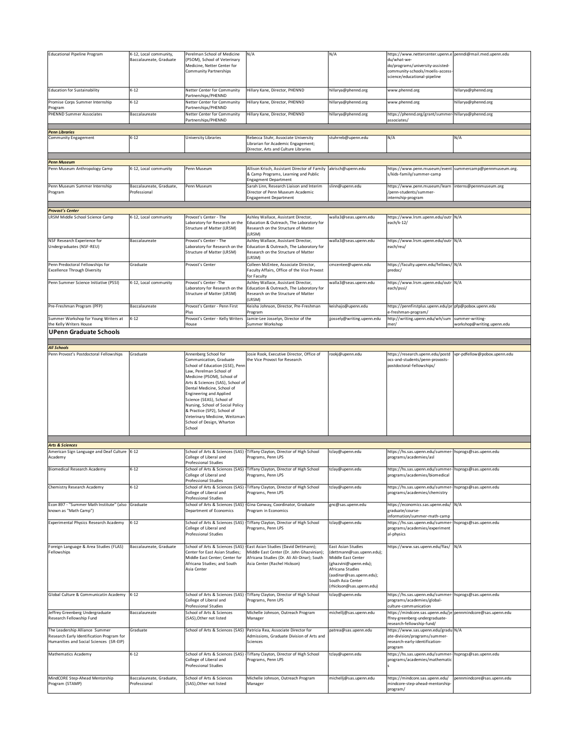| | | | | | | |
|---|---|---|---|---|---|---|
| Educational Pipeline Program | K-12, Local community, Baccalaureate, Graduate | Perelman School of Medicine (PSOM), School of Veterinary Medicine, Netter Center for Community Partnerships | N/A | N/A | https://www.nettercenter.upenn.edu/what-we-do/programs/university-assisted-community-schools/moelis-access-science/educational-pipeline | penndi@mail.med.upenn.edu |
| Education for Sustainability | K-12 | Netter Center for Community Partnerships/PHENND | Hillary Kane, Director, PHENND | hillarya@phennd.org | www.phennd.org | hillarya@phennd.org |
| Promise Corps Summer Internship Program | K-12 | Netter Center for Community Partnerships/PHENND | Hillary Kane, Director, PHENND | hillarya@phennd.org | www.phennd.org | hillarya@phennd.org |
| PHENND Summer Associates | Baccalaureate | Netter Center for Community Partnerships/PHENND | Hillary Kane, Director, PHENND | hillarya@phennd.org | https://phennd.org/grant/summer-associates/ | hillarya@phennd.org |
| ***Penn Libraries*** | | | | | | |
| Community Engagement | K-12 | University Libraries | Rebecca Stuhr, Associate University Librarian for Academic Engagement; Director, Arts and Culture Libraries | stuhrreb@upenn.edu | N/A | N/A |
| ***Penn Museum*** | | | | | | |
| Penn Museum Anthropology Camp | K-12, Local community | Penn Museum | Allison Krisch, Assistant Director of Family & Camp Programs, Learning and Public Engagement Department | akrisch@upenn.edu | https://www.penn.museum/events/kids-family/summer-camp | summercamp@pennmuseum.org. |
| Penn Museum Summer Internship Program | Baccalaureate, Graduate, Professional | Penn Museum | Sarah Linn, Research Liaison and Interim Director of Penn Museum Academic Engagement Department | slinn@upenn.edu | https://www.penn.museum/learn/penn-students/summer-internship-program | interns@pennmuseum.org |
| ***Provost's Center*** | | | | | | |
| LRSM Middle School Science Camp | K-12, Local community | Provost's Center - The Laboratory for Research on the Structure of Matter (LRSM) | Ashley Wallace, Assistant Director, Education & Outreach, The Laboratory for Research on the Structure of Matter (LRSM) | walla3@seas.upenn.edu | https://www.lrsm.upenn.edu/outreach/k-12/ | N/A |
| NSF Research Experience for Undergraduates (NSF-REU) | Baccalaureate | Provost's Center - The Laboratory for Research on the Structure of Matter (LRSM) | Ashley Wallace, Assistant Director, Education & Outreach, The Laboratory for Research on the Structure of Matter (LRSM) | walla3@seas.upenn.edu | https://www.lrsm.upenn.edu/outreach/reu/ | N/A |
| Penn Predoctoral Fellowships for Excellence Through Diversity | Graduate | Provost's Center | Colleen McEntee, Associate Director, Faculty Affairs, Office of the Vice Provost for Faculty | cmcentee@upenn.edu | https://faculty.upenn.edu/fellows/predoc/ | N/A |
| Penn Summer Science Initiative (PSSI) | K-12, Local community | Provost's Center -The Laboratory for Research on the Structure of Matter (LRSM) | Ashley Wallace, Assistant Director, Education & Outreach, The Laboratory for Research on the Structure of Matter (LRSM) | walla3@seas.upenn.edu | https://www.lrsm.upenn.edu/outreach/pssi/ | N/A |
| Pre-Freshman Program (PFP) | Baccalaureate | Provost's Center - Penn First Plus | Keisha Johnson, Director, Pre-Freshman Program | keishajo@upenn.edu | https://pennfirstplus.upenn.edu/pre-freshman-program/ | pfp@pobox.upenn.edu |
| Summer Workshop for Young Writers at the Kelly Writers House | K-12 | Provost's Center - Kelly Writers House | Jamie-Lee Josselyn, Director of the Summer Workshop | jjosselyn@writing.upenn.edu | http://writing.upenn.edu/wh/summer/ | summer-writing-workshop@writing.upenn.edu |

## UPenn Graduate Schools

| | | | | | | |
|---|---|---|---|---|---|---|
| ***All Schools*** | | | | | | |
| Penn Provost's Postdoctoral Fellowships | Graduate | Annenberg School for Communication, Graduate School of Education (GSE), Penn Law, Perelman School of Medicine (PSOM), School of Arts & Sciences (SAS), School of Dental Medicine, School of Engineering and Applied Science (SEAS), School of Nursing, School of Social Policy & Practice (SP2), School of Veterinary Medicine, Weitzman School of Design, Wharton School | Josie Rook, Executive Director, Office of the Vice Provost for Research | rookj@upenn.edu | https://research.upenn.edu/postdocs-and-students/penn-provosts-postdoctoral-fellowships/ | vpr-pdfellow@pobox.upenn.edu |
| ***Arts & Sciences*** | | | | | | |
| American Sign Language and Deaf Culture Academy | K-12 | School of Arts & Sciences (SAS) - College of Liberal and Professional Studies | Tiffany Clayton, Director of High School Programs, Penn LPS | tclay@upenn.edu | https://hs.sas.upenn.edu/summer-programs/academies/asl | hsprogs@sas.upenn.edu |
| Biomedical Research Academy | K-12 | School of Arts & Sciences (SAS) - College of Liberal and Professional Studies | Tiffany Clayton, Director of High School Programs, Penn LPS | tclay@upenn.edu | https://hs.sas.upenn.edu/summer-programs/academies/biomedical | hsprogs@sas.upenn.edu |
| Chemistry Research Academy | K-12 | School of Arts & Sciences (SAS) - College of Liberal and Professional Studies | Tiffany Clayton, Director of High School Programs, Penn LPS | tclay@upenn.edu | https://hs.sas.upenn.edu/summer-programs/academies/chemistry | hsprogs@sas.upenn.edu |
| Econ 897 - "Summer Math Institute" (also known as "Math Camp") | Graduate | School of Arts & Sciences (SAS) - Department of Economics | Gina Conway, Coordinator, Graduate Program in Economics | gnc@sas.upenn.edu | https://economics.sas.upenn.edu/graduate/course-information/summer-math-camp | N/A |
| Experimental Physics Research Academy | K-12 | School of Arts & Sciences (SAS) - College of Liberal and Professional Studies | Tiffany Clayton, Director of High School Programs, Penn LPS | tclay@upenn.edu | https://hs.sas.upenn.edu/summer-programs/academies/experimental-physics | hsprogs@sas.upenn.edu |
| Foreign Language & Area Studies (FLAS) Fellowships | Baccalaureate, Graduate | School of Arts & Sciences (SAS) - Center for East Asian Studies; Middle East Center; Center for Africana Studies; and South Asia Center | East Asian Studies (David Dettmann); Middle East Center (Dr. John Ghazvinian); Africana Studies (Dr. Ali Ali-Dinar); South Asia Center (Rachel Hickson) | East Asian Studies (dettmann@sas.upenn.edu); Middle East Center (ghazvini@upenn.edu); Africana Studies (aadinar@sas.upenn.edu); South Asia Center (rhickson@sas.upenn.edu) | https://www.sas.upenn.edu/flas/ | N/A |
| Global Culture & Communicatin Academy | K-12 | School of Arts & Sciences (SAS) - College of Liberal and Professional Studies | Tiffany Clayton, Director of High School Programs, Penn LPS | tclay@upenn.edu | https://hs.sas.upenn.edu/summer-programs/academies/global-culture-communication | hsprogs@sas.upenn.edu |
| Jeffrey Greenberg Undergraduate Research Fellowship Fund | Baccalaureate | School of Arts & Sciences (SAS),Other not listed | Michelle Johnson, Outreach Program Manager | michellj@sas.upenn.edu | https://mindcore.sas.upenn.edu/jeffrey-greenberg-undergraduate-research-fellowship-fund/ | pennmindcore@sas.upenn.edu |
| The Leadership Alliance Summer Research Early Identification Program for Humanities and Social Sciences (SR-EIP) | Graduate | School of Arts & Sciences (SAS) | Patricia Rea, Associate Director for Admissions, Graduate Division of Arts and Sciences | patrea@sas.upenn.edu | https://www.sas.upenn.edu/graduate-division/programs/summer-research-early-identification-program | N/A |
| Mathematics Academy | K-12 | School of Arts & Sciences (SAS) - College of Liberal and Professional Studies | Tiffany Clayton, Director of High School Programs, Penn LPS | tclay@upenn.edu | https://hs.sas.upenn.edu/summer-programs/academies/mathematics | hsprogs@sas.upenn.edu |
| MindCORE Step-Ahead Mentorship Program (STAMP) | Baccalaureate, Graduate, Professional | School of Arts & Sciences (SAS),Other not listed | Michelle Johnson, Outreach Program Manager | michellj@sas.upenn.edu | https://mindcore.sas.upenn.edu/mindcore-step-ahead-mentorship-program/ | pennmindcore@sas.upenn.edu |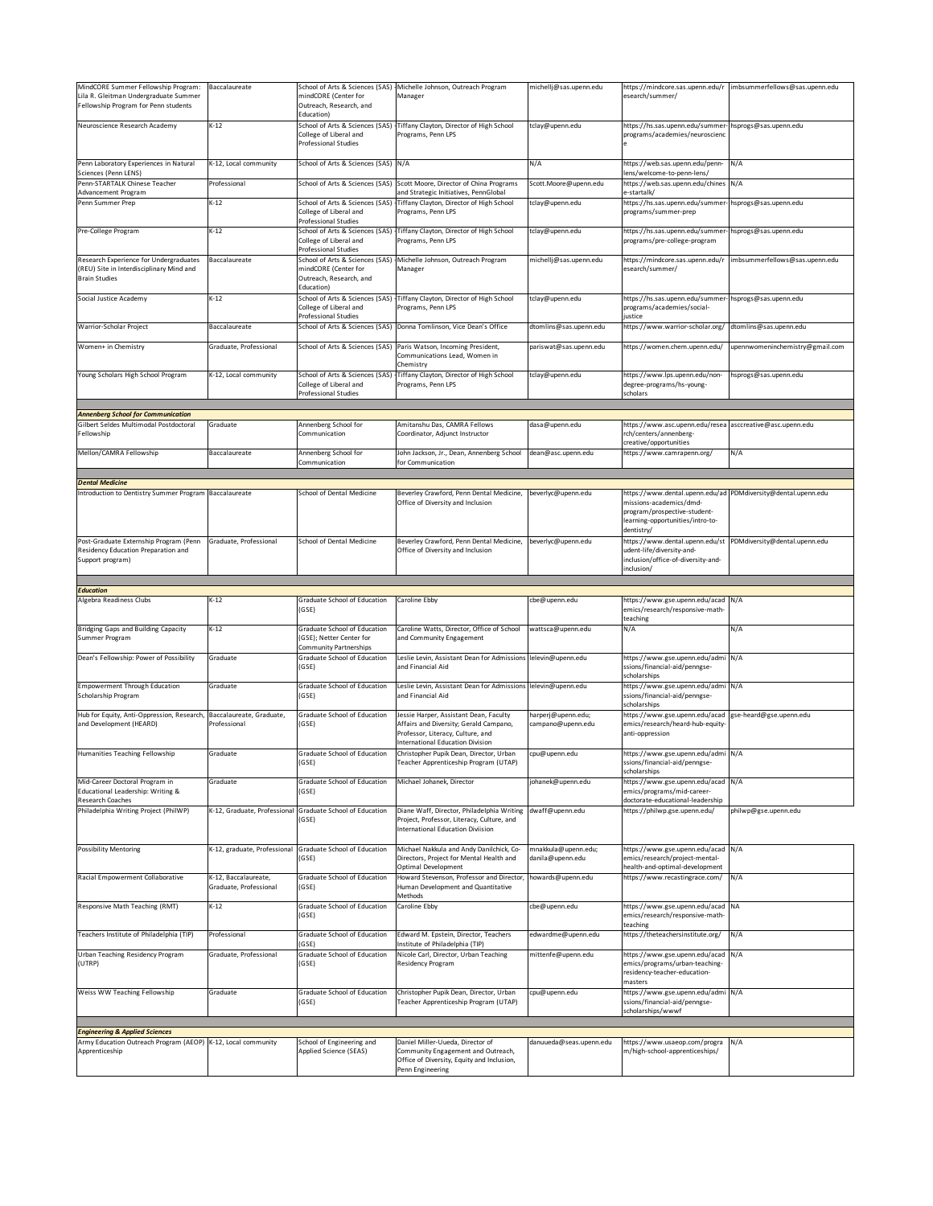| | | | | | | |
|---|---|---|---|---|---|---|
| MindCORE Summer Fellowship Program: Lila R. Gleitman Undergraduate Summer Fellowship Program for Penn students | Baccalaureate | School of Arts & Sciences (SAS) - mindCORE (Center for Outreach, Research, and Education) | Michelle Johnson, Outreach Program Manager | michellj@sas.upenn.edu | https://mindcore.sas.upenn.edu/research/summer/ | imbsummerfellows@sas.upenn.edu |
| Neuroscience Research Academy | K-12 | School of Arts & Sciences (SAS) - College of Liberal and Professional Studies | Tiffany Clayton, Director of High School Programs, Penn LPS | tclay@upenn.edu | https://hs.sas.upenn.edu/summer-programs/academies/neuroscience | hsprogs@sas.upenn.edu |
| Penn Laboratory Experiences in Natural Sciences (Penn LENS) | K-12, Local community | School of Arts & Sciences (SAS) | N/A | N/A | https://web.sas.upenn.edu/penn-lens/welcome-to-penn-lens/ | N/A |
| Penn-STARTALK Chinese Teacher Advancement Program | Professional | School of Arts & Sciences (SAS) | Scott Moore, Director of China Programs and Strategic Initiatives, PennGlobal | Scott.Moore@upenn.edu | https://web.sas.upenn.edu/chinese-startalk/ | N/A |
| Penn Summer Prep | K-12 | School of Arts & Sciences (SAS) - College of Liberal and Professional Studies | Tiffany Clayton, Director of High School Programs, Penn LPS | tclay@upenn.edu | https://hs.sas.upenn.edu/summer-programs/summer-prep | hsprogs@sas.upenn.edu |
| Pre-College Program | K-12 | School of Arts & Sciences (SAS) - College of Liberal and Professional Studies | Tiffany Clayton, Director of High School Programs, Penn LPS | tclay@upenn.edu | https://hs.sas.upenn.edu/summer-programs/pre-college-program | hsprogs@sas.upenn.edu |
| Research Experience for Undergraduates (REU) Site in Interdisciplinary Mind and Brain Studies | Baccalaureate | School of Arts & Sciences (SAS) - mindCORE (Center for Outreach, Research, and Education) | Michelle Johnson, Outreach Program Manager | michellj@sas.upenn.edu | https://mindcore.sas.upenn.edu/research/summer/ | imbsummerfellows@sas.upenn.edu |
| Social Justice Academy | K-12 | School of Arts & Sciences (SAS) - College of Liberal and Professional Studies | Tiffany Clayton, Director of High School Programs, Penn LPS | tclay@upenn.edu | https://hs.sas.upenn.edu/summer-programs/academies/social-justice | hsprogs@sas.upenn.edu |
| Warrior-Scholar Project | Baccalaureate | School of Arts & Sciences (SAS) | Donna Tomlinson, Vice Dean's Office | dtomlins@sas.upenn.edu | https://www.warrior-scholar.org/ | dtomlins@sas.upenn.edu |
| Women+ in Chemistry | Graduate, Professional | School of Arts & Sciences (SAS) | Paris Watson, Incoming President, Communications Lead, Women in Chemistry | pariswat@sas.upenn.edu | https://women.chem.upenn.edu/ | upennwomeninchemistry@gmail.com |
| Young Scholars High School Program | K-12, Local community | School of Arts & Sciences (SAS) - College of Liberal and Professional Studies | Tiffany Clayton, Director of High School Programs, Penn LPS | tclay@upenn.edu | https://www.lps.upenn.edu/non-degree-programs/hs-young-scholars | hsprogs@sas.upenn.edu |
| ***Annenberg School for Communication*** | | | | | | |
| Gilbert Seldes Multimodal Postdoctoral Fellowship | Graduate | Annenberg School for Communication | Amitanshu Das, CAMRA Fellows Coordinator, Adjunct Instructor | dasa@upenn.edu | https://www.asc.upenn.edu/research/centers/annenberg-creative/opportunities | asccreative@asc.upenn.edu |
| Mellon/CAMRA Fellowship | Baccalaureate | Annenberg School for Communication | John Jackson, Jr., Dean, Annenberg School for Communication | dean@asc.upenn.edu | https://www.camrapenn.org/ | N/A |
| ***Dental Medicine*** | | | | | | |
| Introduction to Dentistry Summer Program | Baccalaureate | School of Dental Medicine | Beverley Crawford, Penn Dental Medicine, Office of Diversity and Inclusion | beverlyc@upenn.edu | https://www.dental.upenn.edu/admissions-academics/dmd-program/prospective-student-learning-opportunities/intro-to-dentistry/ | PDMdiversity@dental.upenn.edu |
| Post-Graduate Externship Program (Penn Residency Education Preparation and Support program) | Graduate, Professional | School of Dental Medicine | Beverley Crawford, Penn Dental Medicine, Office of Diversity and Inclusion | beverlyc@upenn.edu | https://www.dental.upenn.edu/student-life/diversity-and-inclusion/office-of-diversity-and-inclusion/ | PDMdiversity@dental.upenn.edu |
| ***Education*** | | | | | | |
| Algebra Readiness Clubs | K-12 | Graduate School of Education (GSE) | Caroline Ebby | cbe@upenn.edu | https://www.gse.upenn.edu/academics/research/responsive-math-teaching | N/A |
| Bridging Gaps and Building Capacity Summer Program | K-12 | Graduate School of Education (GSE); Netter Center for Community Partnerships | Caroline Watts, Director, Office of School and Community Engagement | wattsca@upenn.edu | N/A | N/A |
| Dean's Fellowship: Power of Possibility | Graduate | Graduate School of Education (GSE) | Leslie Levin, Assistant Dean for Admissions and Financial Aid | lelevin@upenn.edu | https://www.gse.upenn.edu/admissions/financial-aid/penngse-scholarships | N/A |
| Empowerment Through Education Scholarship Program | Graduate | Graduate School of Education (GSE) | Leslie Levin, Assistant Dean for Admissions and Financial Aid | lelevin@upenn.edu | https://www.gse.upenn.edu/admissions/financial-aid/penngse-scholarships | N/A |
| Hub for Equity, Anti-Oppression, Research, and Development (HEARD) | Baccalaureate, Graduate, Professional | Graduate School of Education (GSE) | Jessie Harper, Assistant Dean, Faculty Affairs and Diversity; Gerald Campano, Professor, Literacy, Culture, and International Education Division | harperj@upenn.edu; campano@upenn.edu | https://www.gse.upenn.edu/academics/research/heard-hub-equity-anti-oppression | gse-heard@gse.upenn.edu |
| Humanities Teaching Fellowship | Graduate | Graduate School of Education (GSE) | Christopher Pupik Dean, Director, Urban Teacher Apprenticeship Program (UTAP) | cpu@upenn.edu | https://www.gse.upenn.edu/admissions/financial-aid/penngse-scholarships | N/A |
| Mid-Career Doctoral Program in Educational Leadership: Writing & Research Coaches | Graduate | Graduate School of Education (GSE) | Michael Johanek, Director | johanek@upenn.edu | https://www.gse.upenn.edu/academics/programs/mid-career-doctorate-educational-leadership | N/A |
| Philadelphia Writing Project (PhilWP) | K-12, Graduate, Professional | Graduate School of Education (GSE) | Diane Waff, Director, Philadelphia Writing Project, Professor, Literacy, Culture, and International Education Diviision | dwaff@upenn.edu | https://philwp.gse.upenn.edu/ | philwp@gse.upenn.edu |
| Possibility Mentoring | K-12, graduate, Professional | Graduate School of Education (GSE) | Michael Nakkula and Andy Danilchick, Co-Directors, Project for Mental Health and Optimal Development | mnakkula@upenn.edu; danila@upenn.edu | https://www.gse.upenn.edu/academics/research/project-mental-health-and-optimal-development | N/A |
| Racial Empowerment Collaborative | K-12, Baccalaureate, Graduate, Professional | Graduate School of Education (GSE) | Howard Stevenson, Professor and Director, Human Development and Quantitative Methods | howards@upenn.edu | https://www.recastingrace.com/ | N/A |
| Responsive Math Teaching (RMT) | K-12 | Graduate School of Education (GSE) | Caroline Ebby | cbe@upenn.edu | https://www.gse.upenn.edu/academics/research/responsive-math-teaching | NA |
| Teachers Institute of Philadelphia (TIP) | Professional | Graduate School of Education (GSE) | Edward M. Epstein, Director, Teachers Institute of Philadelphia (TIP) | edwardme@upenn.edu | https://theteachersinstitute.org/ | N/A |
| Urban Teaching Residency Program (UTRP) | Graduate, Professional | Graduate School of Education (GSE) | Nicole Carl, Director, Urban Teaching Residency Program | mittenfe@upenn.edu | https://www.gse.upenn.edu/academics/programs/urban-teaching-residency-teacher-education-masters | N/A |
| Weiss WW Teaching Fellowship | Graduate | Graduate School of Education (GSE) | Christopher Pupik Dean, Director, Urban Teacher Apprenticeship Program (UTAP) | cpu@upenn.edu | https://www.gse.upenn.edu/admissions/financial-aid/penngse-scholarships/wwwf | N/A |
| ***Engineering & Applied Sciences*** | | | | | | |
| Army Education Outreach Program (AEOP) Apprenticeship | K-12, Local community | School of Engineering and Applied Science (SEAS) | Daniel Miller-Uueda, Director of Community Engagement and Outreach, Office of Diversity, Equity and Inclusion, Penn Engineering | danuueda@seas.upenn.edu | https://www.usaeop.com/program/high-school-apprenticeships/ | N/A |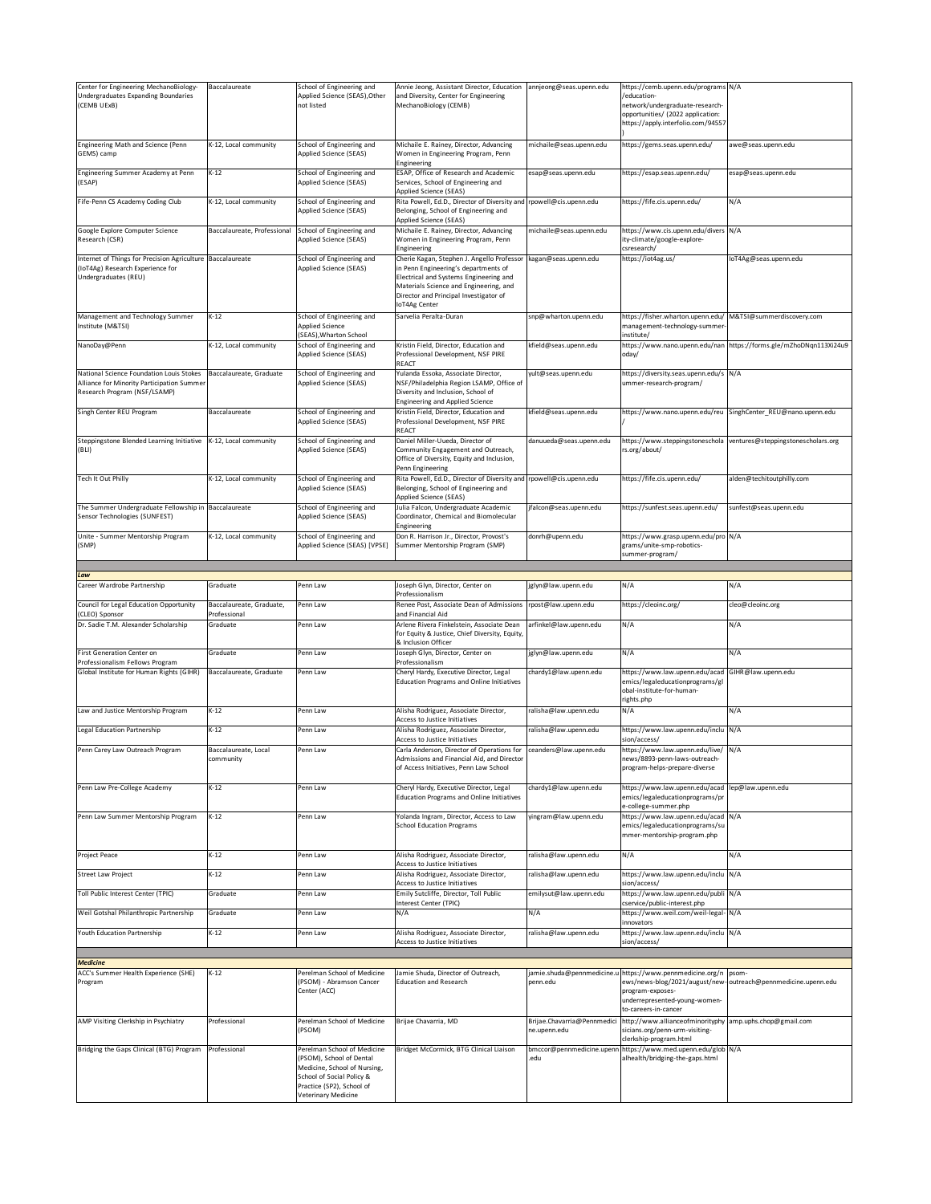| | | | | | | |
|---|---|---|---|---|---|---|
| Center for Engineering MechanoBiology-Undergraduates Expanding Boundaries (CEMB UExB) | Baccalaureate | School of Engineering and Applied Science (SEAS),Other not listed | Annie Jeong, Assistant Director, Education and Diversity, Center for Engineering MechanoBiology (CEMB) | annjeong@seas.upenn.edu | https://cemb.upenn.edu/programs/education-network/undergraduate-research-opportunities/ (2022 application: https://apply.interfolio.com/94557) | N/A |
| Engineering Math and Science (Penn GEMS) camp | K-12, Local community | School of Engineering and Applied Science (SEAS) | Michaile E. Rainey, Director, Advancing Women in Engineering Program, Penn Engineering | michaile@seas.upenn.edu | https://gems.seas.upenn.edu/ | awe@seas.upenn.edu |
| Engineering Summer Academy at Penn (ESAP) | K-12 | School of Engineering and Applied Science (SEAS) | ESAP, Office of Research and Academic Services, School of Engineering and Applied Science (SEAS) | esap@seas.upenn.edu | https://esap.seas.upenn.edu/ | esap@seas.upenn.edu |
| Fife-Penn CS Academy Coding Club | K-12, Local community | School of Engineering and Applied Science (SEAS) | Rita Powell, Ed.D., Director of Diversity and Belonging, School of Engineering and Applied Science (SEAS) | rpowell@cis.upenn.edu | https://fife.cis.upenn.edu/ | N/A |
| Google Explore Computer Science Research (CSR) | Baccalaureate, Professional | School of Engineering and Applied Science (SEAS) | Michaile E. Rainey, Director, Advancing Women in Engineering Program, Penn Engineering | michaile@seas.upenn.edu | https://www.cis.upenn.edu/diversity-climate/google-explore-csresearch/ | N/A |
| Internet of Things for Precision Agriculture (IoT4Ag) Research Experience for Undergraduates (REU) | Baccalaureate | School of Engineering and Applied Science (SEAS) | Cherie Kagan, Stephen J. Angello Professor in Penn Engineering's departments of Electrical and Systems Engineering and Materials Science and Engineering, and Director and Principal Investigator of IoT4Ag Center | kagan@seas.upenn.edu | https://iot4ag.us/ | IoT4Ag@seas.upenn.edu |
| Management and Technology Summer Institute (M&TSI) | K-12 | School of Engineering and Applied Science (SEAS),Wharton School | Sarvelia Peralta-Duran | snp@wharton.upenn.edu | https://fisher.wharton.upenn.edu/management-technology-summer-institute/ | M&TSI@summerdiscovery.com |
| NanoDay@Penn | K-12, Local community | School of Engineering and Applied Science (SEAS) | Kristin Field, Director, Education and Professional Development, NSF PIRE REACT | kfield@seas.upenn.edu | https://www.nano.upenn.edu/nanoday/ | https://forms.gle/mZhoDNqn113Xi24u9 |
| National Science Foundation Louis Stokes Alliance for Minority Participation Summer Research Program (NSF/LSAMP) | Baccalaureate, Graduate | School of Engineering and Applied Science (SEAS) | Yulanda Essoka, Associate Director, NSF/Philadelphia Region LSAMP, Office of Diversity and Inclusion, School of Engineering and Applied Science | yult@seas.upenn.edu | https://diversity.seas.upenn.edu/summer-research-program/ | N/A |
| Singh Center REU Program | Baccalaureate | School of Engineering and Applied Science (SEAS) | Kristin Field, Director, Education and Professional Development, NSF PIRE REACT | kfield@seas.upenn.edu | https://www.nano.upenn.edu/reu/ | SinghCenter_REU@nano.upenn.edu |
| Steppingstone Blended Learning Initiative (BLI) | K-12, Local community | School of Engineering and Applied Science (SEAS) | Daniel Miller-Uueda, Director of Community Engagement and Outreach, Office of Diversity, Equity and Inclusion, Penn Engineering | danuueda@seas.upenn.edu | https://www.steppingstonescholars.org/about/ | ventures@steppingstonescholars.org |
| Tech It Out Philly | K-12, Local community | School of Engineering and Applied Science (SEAS) | Rita Powell, Ed.D., Director of Diversity and Belonging, School of Engineering and Applied Science (SEAS) | rpowell@cis.upenn.edu | https://fife.cis.upenn.edu/ | alden@techitoutphilly.com |
| The Summer Undergraduate Fellowship in Sensor Technologies (SUNFEST) | Baccalaureate | School of Engineering and Applied Science (SEAS) | Julia Falcon, Undergraduate Academic Coordinator, Chemical and Biomolecular Engineering | jfalcon@seas.upenn.edu | https://sunfest.seas.upenn.edu/ | sunfest@seas.upenn.edu |
| Unite - Summer Mentorship Program (SMP) | K-12, Local community | School of Engineering and Applied Science (SEAS) [VPSE] | Don R. Harrison Jr., Director, Provost's Summer Mentorship Program (SMP) | donrh@upenn.edu | https://www.grasp.upenn.edu/programs/unite-smp-robotics-summer-program/ | N/A |
| ***Law*** | | | | | | |
| Career Wardrobe Partnership | Graduate | Penn Law | Joseph Glyn, Director, Center on Professionalism | jglyn@law.upenn.edu | N/A | N/A |
| Council for Legal Education Opportunity (CLEO) Sponsor | Baccalaureate, Graduate, Professional | Penn Law | Renee Post, Associate Dean of Admissions and Financial Aid | rpost@law.upenn.edu | https://cleoinc.org/ | cleo@cleoinc.org |
| Dr. Sadie T.M. Alexander Scholarship | Graduate | Penn Law | Arlene Rivera Finkelstein, Associate Dean for Equity & Justice, Chief Diversity, Equity, & Inclusion Officer | arfinkel@law.upenn.edu | N/A | N/A |
| First Generation Center on Professionalism Fellows Program | Graduate | Penn Law | Joseph Glyn, Director, Center on Professionalism | jglyn@law.upenn.edu | N/A | N/A |
| Global Institute for Human Rights (GIHR) | Baccalaureate, Graduate | Penn Law | Cheryl Hardy, Executive Director, Legal Education Programs and Online Initiatives | chardy1@law.upenn.edu | https://www.law.upenn.edu/academics/legaleducationprograms/global-institute-for-human-rights.php | GIHR@law.upenn.edu |
| Law and Justice Mentorship Program | K-12 | Penn Law | Alisha Rodriguez, Associate Director, Access to Justice Initiatives | ralisha@law.upenn.edu | N/A | N/A |
| Legal Education Partnership | K-12 | Penn Law | Alisha Rodriguez, Associate Director, Access to Justice Initiatives | ralisha@law.upenn.edu | https://www.law.upenn.edu/inclusion/access/ | N/A |
| Penn Carey Law Outreach Program | Baccalaureate, Local community | Penn Law | Carla Anderson, Director of Operations for Admissions and Financial Aid, and Director of Access Initiatives, Penn Law School | ceanders@law.upenn.edu | https://www.law.upenn.edu/live/news/8893-penn-laws-outreach-program-helps-prepare-diverse | N/A |
| Penn Law Pre-College Academy | K-12 | Penn Law | Cheryl Hardy, Executive Director, Legal Education Programs and Online Initiatives | chardy1@law.upenn.edu | https://www.law.upenn.edu/academics/legaleducationprograms/pre-college-summer.php | lep@law.upenn.edu |
| Penn Law Summer Mentorship Program | K-12 | Penn Law | Yolanda Ingram, Director, Access to Law School Education Programs | yingram@law.upenn.edu | https://www.law.upenn.edu/academics/legaleducationprograms/summer-mentorship-program.php | N/A |
| Project Peace | K-12 | Penn Law | Alisha Rodriguez, Associate Director, Access to Justice Initiatives | ralisha@law.upenn.edu | N/A | N/A |
| Street Law Project | K-12 | Penn Law | Alisha Rodriguez, Associate Director, Access to Justice Initiatives | ralisha@law.upenn.edu | https://www.law.upenn.edu/inclusion/access/ | N/A |
| Toll Public Interest Center (TPIC) | Graduate | Penn Law | Emily Sutcliffe, Director, Toll Public Interest Center (TPIC) | emilysut@law.upenn.edu | https://www.law.upenn.edu/publicservice/public-interest.php | N/A |
| Weil Gotshal Philanthropic Partnership | Graduate | Penn Law | N/A | N/A | https://www.weil.com/weil-legal-innovators | N/A |
| Youth Education Partnership | K-12 | Penn Law | Alisha Rodriguez, Associate Director, Access to Justice Initiatives | ralisha@law.upenn.edu | https://www.law.upenn.edu/inclusion/access/ | N/A |
| ***Medicine*** | | | | | | |
| ACC's Summer Health Experience (SHE) Program | K-12 | Perelman School of Medicine (PSOM) - Abramson Cancer Center (ACC) | Jamie Shuda, Director of Outreach, Education and Research | jamie.shuda@pennmedicine.upenn.edu | https://www.pennmedicine.org/news/news-blog/2021/august/new-program-exposes-underrepresented-young-women-to-careers-in-cancer | psom-outreach@pennmedicine.upenn.edu |
| AMP Visiting Clerkship in Psychiatry | Professional | Perelman School of Medicine (PSOM) | Brijae Chavarria, MD | Brijae.Chavarria@Pennmedicine.upenn.edu | http://www.allianceofminorityphysicians.org/penn-urm-visiting-clerkship-program.html | amp.uphs.chop@gmail.com |
| Bridging the Gaps Clinical (BTG) Program | Professional | Perelman School of Medicine (PSOM), School of Dental Medicine, School of Nursing, School of Social Policy & Practice (SP2), School of Veterinary Medicine | Bridget McCormick, BTG Clinical Liaison | bmccor@pennmedicine.upenn.edu | https://www.med.upenn.edu/globalhealth/bridging-the-gaps.html | N/A |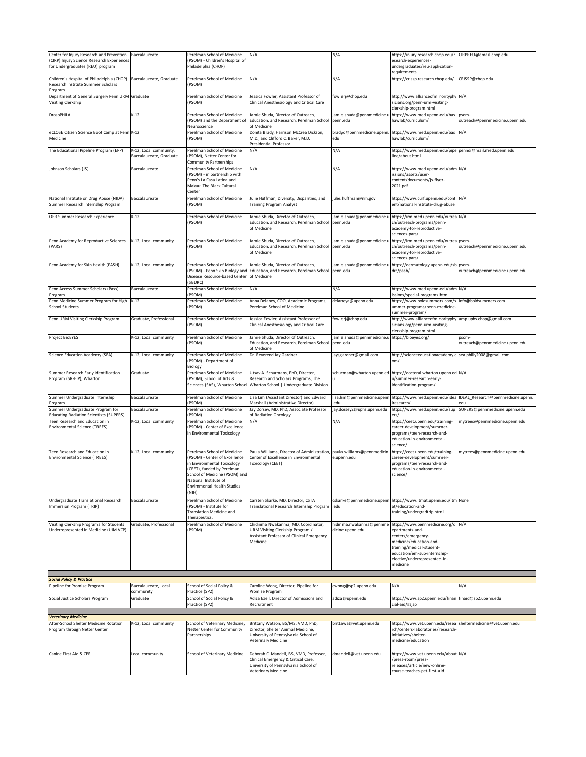| | | | | | | |
|---|---|---|---|---|---|---|
| Center for Injury Research and Prevention (CIRP) Injusy Science Research Experiences for Undergraduates (REU) program | Baccalaureate | Perelman School of Medicine (PSOM) - Children's Hospital of Philadelphia (CHOP) | N/A | N/A | https://injury.research.chop.edu/research-experiences-undergraduates/reu-application-requirements | CIRPREU@email.chop.edu |
| Children's Hospital of Philadelphia (CHOP) Research Institute Summer Scholars Program | Baccalaureate, Graduate | Perelman School of Medicine (PSOM) | N/A | N/A | https://crissp.research.chop.edu/ | CRISSP@chop.edu |
| Department of General Surgery Penn URM Visiting Clerkship | Graduate | Perelman School of Medicine (PSOM) | Jessica Fowler, Assistant Professor of Clinical Anesthesiology and Critical Care | fowlerj@chop.edu | http://www.allianceofminorityphysicians.org/penn-urm-visiting-clerkship-program.html | N/A |
| DrosoPHILA | K-12 | Perelman School of Medicine (PSOM) and the Department of Neuroscience | Jamie Shuda, Director of Outreach, Education, and Research, Perelman School of Medicine | jamie.shuda@pennmedicine.upenn.edu | https://www.med.upenn.edu/bashawlab/curriculum/ | psom-outreach@pennmedicine.upenn.edu |
| eCLOSE Citizen Science Boot Camp at Penn Medicine | K-12 | Perelman School of Medicine (PSOM) | Donita Brady, Harrison McCrea Dickson, M.D., and Clifford C. Baker, M.D. Presidential Professor | bradyd@pennmedicine.upenn.edu | https://www.med.upenn.edu/bashawlab/curriculum/ | N/A |
| The Educational Pipeline Program (EPP) | K-12, Local community, Baccalaureate, Graduate | Perelman School of Medicine (PSOM), Netter Center for Community Partnerships | N/A | N/A | https://www.med.upenn.edu/pipeline/about.html | penndi@mail.med.upenn.edu |
| Johnson Scholars (JS) | Baccalaureate | Perelman School of Medicine (PSOM) - in partnership with Penn's La Casa Latina and Makuu: The Black Cultural Center | N/A | N/A | https://www.med.upenn.edu/admissions/assets/user-content/documents/js-flyer-2021.pdf | N/A |
| National Institute on Drug Abuse (NIDA) Summer Research Internship Program | Baccalaureate | Perelman School of Medicine (PSOM) | Julie Huffman, Diversity, Disparities, and Training Program Analyst | julie.huffman@nih.gov | https://www.curf.upenn.edu/content/national-institute-drug-abuse | N/A |
| OER Summer Research Experience | K-12 | Perelman School of Medicine (PSOM) | Jamie Shuda, Director of Outreach, Education, and Research, Perelman School of Medicine | jamie.shuda@pennmedicine.upenn.edu | https://irm.med.upenn.edu/outreach/outreach-programs/penn-academy-for-reproductive-sciences-pars/ | N/A |
| Penn Academy for Reproductive Sciences (PARS) | K-12, Local community | Perelman School of Medicine (PSOM) | Jamie Shuda, Director of Outreach, Education, and Research, Perelman School of Medicine | jamie.shuda@pennmedicine.upenn.edu | https://irm.med.upenn.edu/outreach/outreach-programs/penn-academy-for-reproductive-sciences-pars/ | psom-outreach@pennmedicine.upenn.edu |
| Penn Academy for Skin Health (PASH) | K-12, Local community | Perelman School of Medicine (PSOM) - Penn Skin Biology and Disease Resource-based Center (SBDRC) | Jamie Shuda, Director of Outreach, Education, and Research, Perelman School of Medicine | jamie.shuda@pennmedicine.upenn.edu | https://dermatology.upenn.edu/sbdrc/pash/ | psom-outreach@pennmedicine.upenn.edu |
| Penn Access Summer Scholars (Pass) Program | Baccalaureate | Perelman School of Medicine (PSOM) | N/A | N/A | https://www.med.upenn.edu/admissions/special-programs.html | N/A |
| Penn Medicine Summer Program for High School Students | K-12 | Perelman School of Medicine (PSOM) | Anna Delaney, COO, Academic Programs, Perelman School of Medicine | delaneya@upenn.edu | https://www.boldsummers.com/summer-programs/penn-medicine-summer-program/ | info@boldsummers.com |
| Penn URM Visiting Clerkship Program | Graduate, Professional | Perelman School of Medicine (PSOM) | Jessica Fowler, Assistant Professor of Clinical Anesthesiology and Critical Care | fowlerj@chop.edu | http://www.allianceofminorityphysicians.org/penn-urm-visiting-clerkship-program.html | amp.uphs.chop@gmail.com |
| Project BioEYES | K-12, Local community | Perelman School of Medicine (PSOM) | Jamie Shuda, Director of Outreach, Education, and Research, Perelman School of Medicine | jamie.shuda@pennmedicine.upenn.edu | https://bioeyes.org/ | psom-outreach@pennmedicine.upenn.edu |
| Science Education Academy (SEA) | K-12, Local community | Perelman School of Medicine (PSOM) - Department of Biology | Dr. Reverend Jay Gardner | jaysgardner@gmail.com | http://scienceeducationacademy.com/ | sea.philly2008@gmail.com |
| Summer Research Early Identification Program (SR-EIP), Wharton | Graduate | Perelman School of Medicine (PSOM), School of Arts & Sciences (SAS), Wharton School | Utsav A. Schurmans, PhD, Director, Research and Scholars Programs, The Wharton School \| Undergraduate Division | schurman@wharton.upenn.edu | https://doctoral.wharton.upenn.edu/summer-research-early-identification-program/ | N/A |
| Summer Undergraduate Internship Program | Baccalaureate | Perelman School of Medicine (PSOM) | Lisa Lim (Assistant Director) and Edward Marshall (Administrative Director) | lisa.lim@pennmedicine.upenn.edu | https://www.med.upenn.edu/idealresearch/ | IDEAL_Research@pennmedicine.upenn.edu |
| Summer Undergraduate Program for Educating Radiation Scientists (SUPERS) | Baccalaureate | Perelman School of Medicine (PSOM) | Jay Dorsey, MD, PhD, Associate Professor of Radiation Oncology | jay.dorsey2@uphs.upenn.edu | https://www.med.upenn.edu/supers/ | SUPERS@pennmedicine.upenn.edu |
| Teen Research and Education in Environmental Science (TREES) | K-12, Local community | Perelman School of Medicine (PSOM) - Center of Excellence in Environmental Toxicology | N/A | N/A | https://ceet.upenn.edu/training-career-development/summer-programs/teen-research-and-education-in-environmental-science/ | mytrees@pennmedicine.upenn.edu |
| Teen Research and Education in Environmental Science (TREES) | K-12, Local community | Perelman School of Medicine (PSOM) - Center of Excellence in Environmental Toxicology (CEET), funded by Perelman School of Medicine (PSOM) and National Institute of Envirnmental Health Studies (NIH) | Paula Williams, Director of Administration, Center of Excellence in Environmental Toxicology (CEET) | paula.williams@pennmedicine.upenn.edu | https://ceet.upenn.edu/training-career-development/summer-programs/teen-research-and-education-in-environmental-science/ | mytrees@pennmedicine.upenn.edu |
| Undergraduate Translational Research Immersion Program (TRIP) | Baccalaureate | Perelman School of Medicine (PSOM) - Institute for Translation Medicine and Therapeutics, | Carsten Skarke, MD, Director, CSTA Translational Research Internship Program | cskarke@pennmedicine.upenn.edu | https://www.itmat.upenn.edu/itmat/education-and-training/undergradtrip.html | None |
| Visiting Clerkship Programs for Students Underrepresented in Medicine (UIM VCP) | Graduate, Professional | Perelman School of Medicine (PSOM) | Chidinma Nwakanma, MD, Coordinator, URM Visiting Clerkship Program / Assistant Professor of Clinical Emergency Medicine | hidinma.nwakanma@pennmedicine.upenn.edu | https://www.pennmedicine.org/departments-and-centers/emergency-medicine/education-and-training/medical-student-education/em-sub-internship-elective/underrepresented-in-medicine | N/A |
| ***Social Policy & Practice*** | | | | | | |
| Pipeline for Promise Program | Baccalaureate, Local community | School of Social Policy & Practice (SP2) | Caroline Wong, Director, Pipeline for Promise Program | cwong@sp2.upenn.edu | N/A | N/A |
| Social Justice Scholars Program | Graduate | School of Social Policy & Practice (SP2) | Adiza Ezell, Director of Admissions and Recruitment | adiza@upenn.edu | https://www.sp2.upenn.edu/financial-aid/#sjsp | finaid@sp2.upenn.edu |
| ***Veterinary Medicine*** | | | | | | |
| After-School Shelter Medicine Rotation Program through Netter Center | K-12, Local community | School of Veterinary Medicine, Netter Center for Community Partnerships | Brittany Watson, BS/MS, VMD, PhD, Director, Shelter Animal Medicine, University of Pennsylvania School of Veterinary Medicine | brittawa@vet.upenn.edu | https://www.vet.upenn.edu/research/centers-laboratories/research-initiatives/shelter-medicine/education | sheltermedicine@vet.upenn.edu |
| Canine First Aid & CPR | Local community | School of Veterinary Medicine | Deborah C. Mandell, BS, VMD, Professor, Clinical Emergency & Critical Care, University of Pennsylvania School of Veterinary Medicine | dmandell@vet.upenn.edu | https://www.vet.upenn.edu/about/press-room/press-releases/article/new-online-course-teaches-pet-first-aid | N/A |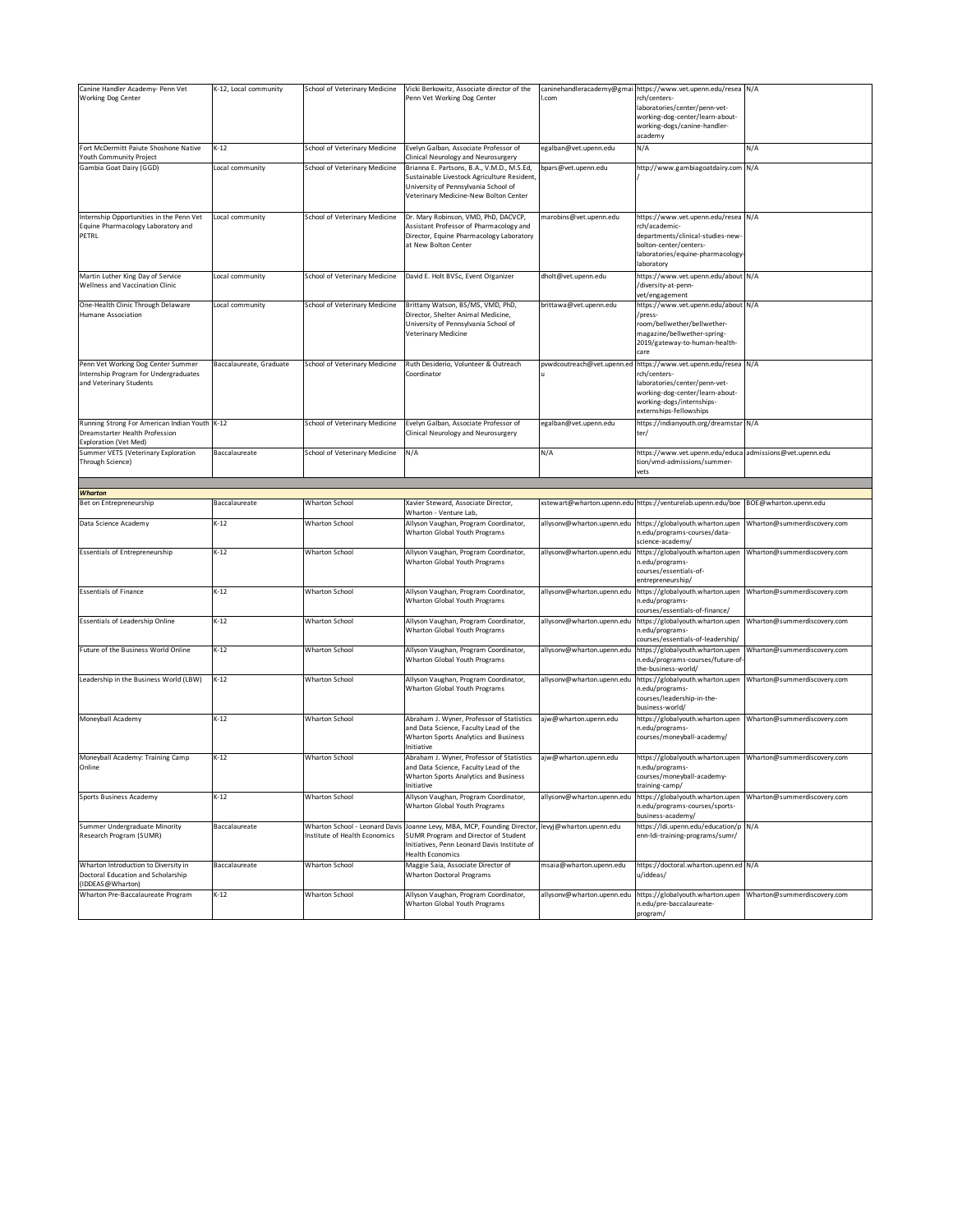| | | | | | | |
|---|---|---|---|---|---|---|
| Canine Handler Academy- Penn Vet Working Dog Center | K-12, Local community | School of Veterinary Medicine | Vicki Berkowitz, Associate director of the Penn Vet Working Dog Center | caninehandleracademy@gmail.com | https://www.vet.upenn.edu/research/centers-laboratories/center/penn-vet-working-dog-center/learn-about-working-dogs/canine-handler-academy | N/A |
| Fort McDermitt Paiute Shoshone Native Youth Community Project | K-12 | School of Veterinary Medicine | Evelyn Galban, Associate Professor of Clinical Neurology and Neurosurgery | egalban@vet.upenn.edu | N/A | N/A |
| Gambia Goat Dairy (GGD) | Local community | School of Veterinary Medicine | Brianna E. Partsons, B.A., V.M.D., M.S.Ed, Sustainable Livestock Agriculture Resident, University of Pennsylvania School of Veterinary Medicine-New Bolton Center | bpars@vet.upenn.edu | http://www.gambiagoatdairy.com/ | N/A |
| Internship Opportunities in the Penn Vet Equine Pharmacology Laboratory and PETRL | Local community | School of Veterinary Medicine | Dr. Mary Robinson, VMD, PhD, DACVCP, Assistant Professor of Pharmacology and Director, Equine Pharmacology Laboratory at New Bolton Center | marobins@vet.upenn.edu | https://www.vet.upenn.edu/research/academic-departments/clinical-studies-new-bolton-center/centers-laboratories/equine-pharmacology-laboratory | N/A |
| Martin Luther King Day of Service Wellness and Vaccination Clinic | Local community | School of Veterinary Medicine | David E. Holt BVSc, Event Organizer | dholt@vet.upenn.edu | https://www.vet.upenn.edu/about/diversity-at-penn-vet/engagement | N/A |
| One-Health Clinic Through Delaware Humane Association | Local community | School of Veterinary Medicine | Brittany Watson, BS/MS, VMD, PhD, Director, Shelter Animal Medicine, University of Pennsylvania School of Veterinary Medicine | brittawa@vet.upenn.edu | https://www.vet.upenn.edu/about/press-room/bellwether/bellwether-magazine/bellwether-spring-2019/gateway-to-human-health-care | N/A |
| Penn Vet Working Dog Center Summer Internship Program for Undergraduates and Veterinary Students | Baccalaureate, Graduate | School of Veterinary Medicine | Ruth Desiderio, Volunteer & Outreach Coordinator | pvwdcoutreach@vet.upenn.edu | https://www.vet.upenn.edu/research/centers-laboratories/center/penn-vet-working-dog-center/learn-about-working-dogs/internships-externships-fellowships | N/A |
| Running Strong For American Indian Youth Dreamstarter Health Profession Exploration (Vet Med) | K-12 | School of Veterinary Medicine | Evelyn Galban, Associate Professor of Clinical Neurology and Neurosurgery | egalban@vet.upenn.edu | https://indianyouth.org/dreamstarter/ | N/A |
| Summer VETS (Veterinary Exploration Through Science) | Baccalaureate | School of Veterinary Medicine | N/A | N/A | https://www.vet.upenn.edu/education/vmd-admissions/summer-vets | admissions@vet.upenn.edu |
| ***Wharton*** | | | | | | |
| Bet on Entrepreneurship | Baccalaureate | Wharton School | Xavier Steward, Associate Director, Wharton - Venture Lab, | xstewart@wharton.upenn.edu | https://venturelab.upenn.edu/boe | BOE@wharton.upenn.edu |
| Data Science Academy | K-12 | Wharton School | Allyson Vaughan, Program Coordinator, Wharton Global Youth Programs | allysonv@wharton.upenn.edu | https://globalyouth.wharton.upenn.edu/programs-courses/data-science-academy/ | Wharton@summerdiscovery.com |
| Essentials of Entrepreneurship | K-12 | Wharton School | Allyson Vaughan, Program Coordinator, Wharton Global Youth Programs | allysonv@wharton.upenn.edu | https://globalyouth.wharton.upenn.edu/programs-courses/essentials-of-entrepreneurship/ | Wharton@summerdiscovery.com |
| Essentials of Finance | K-12 | Wharton School | Allyson Vaughan, Program Coordinator, Wharton Global Youth Programs | allysonv@wharton.upenn.edu | https://globalyouth.wharton.upenn.edu/programs-courses/essentials-of-finance/ | Wharton@summerdiscovery.com |
| Essentials of Leadership Online | K-12 | Wharton School | Allyson Vaughan, Program Coordinator, Wharton Global Youth Programs | allysonv@wharton.upenn.edu | https://globalyouth.wharton.upenn.edu/programs-courses/essentials-of-leadership/ | Wharton@summerdiscovery.com |
| Future of the Business World Online | K-12 | Wharton School | Allyson Vaughan, Program Coordinator, Wharton Global Youth Programs | allysonv@wharton.upenn.edu | https://globalyouth.wharton.upenn.edu/programs-courses/future-of-the-business-world/ | Wharton@summerdiscovery.com |
| Leadership in the Business World (LBW) | K-12 | Wharton School | Allyson Vaughan, Program Coordinator, Wharton Global Youth Programs | allysonv@wharton.upenn.edu | https://globalyouth.wharton.upenn.edu/programs-courses/leadership-in-the-business-world/ | Wharton@summerdiscovery.com |
| Moneyball Academy | K-12 | Wharton School | Abraham J. Wyner, Professor of Statistics and Data Science, Faculty Lead of the Wharton Sports Analytics and Business Initiative | ajw@wharton.upenn.edu | https://globalyouth.wharton.upenn.edu/programs-courses/moneyball-academy/ | Wharton@summerdiscovery.com |
| Moneyball Academy: Training Camp Online | K-12 | Wharton School | Abraham J. Wyner, Professor of Statistics and Data Science, Faculty Lead of the Wharton Sports Analytics and Business Initiative | ajw@wharton.upenn.edu | https://globalyouth.wharton.upenn.edu/programs-courses/moneyball-academy-training-camp/ | Wharton@summerdiscovery.com |
| Sports Business Academy | K-12 | Wharton School | Allyson Vaughan, Program Coordinator, Wharton Global Youth Programs | allysonv@wharton.upenn.edu | https://globalyouth.wharton.upenn.edu/programs-courses/sports-business-academy/ | Wharton@summerdiscovery.com |
| Summer Undergraduate Minority Research Program (SUMR) | Baccalaureate | Wharton School - Leonard Davis Institute of Health Economics | Joanne Levy, MBA, MCP, Founding Director, SUMR Program and Director of Student Initiatives, Penn Leonard Davis Institute of Health Economics | levyj@wharton.upenn.edu | https://ldi.upenn.edu/education/penn-ldi-training-programs/sumr/ | N/A |
| Wharton Introduction to Diversity in Doctoral Education and Scholarship (IDDEAS@Wharton) | Baccalaureate | Wharton School | Maggie Saia, Associate Director of Wharton Doctoral Programs | msaia@wharton.upenn.edu | https://doctoral.wharton.upenn.edu/iddeas/ | N/A |
| Wharton Pre-Baccalaureate Program | K-12 | Wharton School | Allyson Vaughan, Program Coordinator, Wharton Global Youth Programs | allysonv@wharton.upenn.edu | https://globalyouth.wharton.upenn.edu/pre-baccalaureate-program/ | Wharton@summerdiscovery.com |